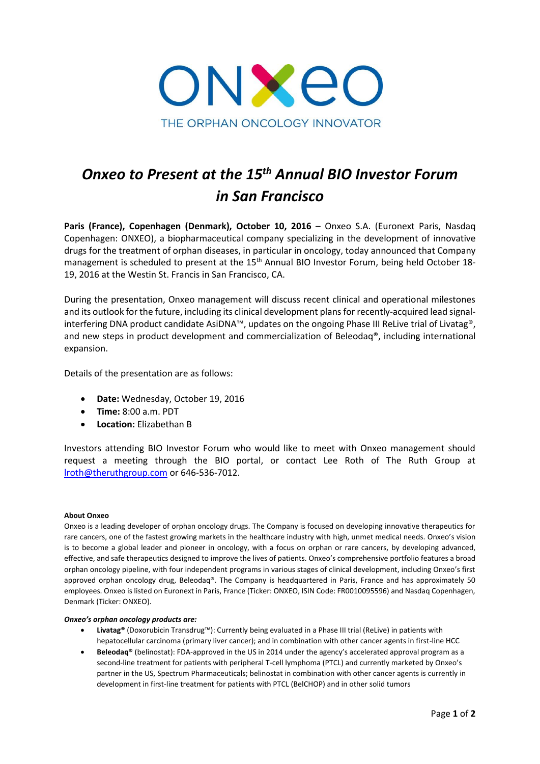ONXEO

THE ORPHAN ONCOLOGY INNOVATOR

# *Onxeo to Present at the 15th Annual BIO Investor Forum in San Francisco*

**Paris (France), Copenhagen (Denmark), October 10, 2016** – Onxeo S.A. (Euronext Paris, Nasdaq Copenhagen: ONXEO), a biopharmaceutical company specializing in the development of innovative drugs for the treatment of orphan diseases, in particular in oncology, today announced that Company management is scheduled to present at the 15th Annual BIO Investor Forum, being held October 18-19, 2016 at the Westin St. Francis in San Francisco, CA.

During the presentation, Onxeo management will discuss recent clinical and operational milestones and its outlook for the future, including its clinical development plans for recently-acquired lead signal-interfering DNA product candidate AsiDNA™, updates on the ongoing Phase III ReLive trial of Livatag®, and new steps in product development and commercialization of Beleodaq®, including international expansion.

Details of the presentation are as follows:

- **Date:** Wednesday, October 19, 2016
- **Time:** 8:00 a.m. PDT
- **Location:** Elizabethan B

Investors attending BIO Investor Forum who would like to meet with Onxeo management should request a meeting through the BIO portal, or contact Lee Roth of The Ruth Group at lroth@theruthgroup.com or 646-536-7012.

**About Onxeo**

Onxeo is a leading developer of orphan oncology drugs. The Company is focused on developing innovative therapeutics for rare cancers, one of the fastest growing markets in the healthcare industry with high, unmet medical needs. Onxeo's vision is to become a global leader and pioneer in oncology, with a focus on orphan or rare cancers, by developing advanced, effective, and safe therapeutics designed to improve the lives of patients. Onxeo's comprehensive portfolio features a broad orphan oncology pipeline, with four independent programs in various stages of clinical development, including Onxeo's first approved orphan oncology drug, Beleodaq®. The Company is headquartered in Paris, France and has approximately 50 employees. Onxeo is listed on Euronext in Paris, France (Ticker: ONXEO, ISIN Code: FR0010095596) and Nasdaq Copenhagen, Denmark (Ticker: ONXEO).

***Onxeo's orphan oncology products are:***

- **Livatag®** (Doxorubicin Transdrug™): Currently being evaluated in a Phase III trial (ReLive) in patients with hepatocellular carcinoma (primary liver cancer); and in combination with other cancer agents in first-line HCC
- **Beleodaq®** (belinostat): FDA-approved in the US in 2014 under the agency's accelerated approval program as a second-line treatment for patients with peripheral T-cell lymphoma (PTCL) and currently marketed by Onxeo's partner in the US, Spectrum Pharmaceuticals; belinostat in combination with other cancer agents is currently in development in first-line treatment for patients with PTCL (BelCHOP) and in other solid tumors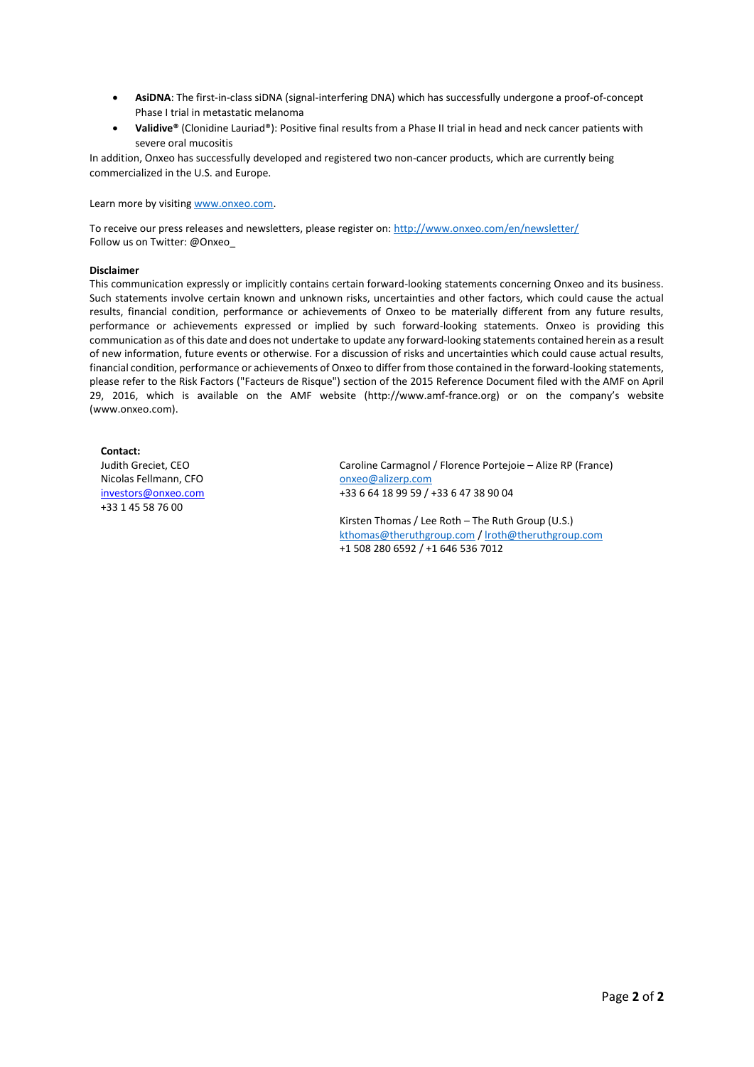- **AsiDNA**: The first-in-class siDNA (signal-interfering DNA) which has successfully undergone a proof-of-concept Phase I trial in metastatic melanoma
- **Validive®** (Clonidine Lauriad®): Positive final results from a Phase II trial in head and neck cancer patients with severe oral mucositis

In addition, Onxeo has successfully developed and registered two non-cancer products, which are currently being commercialized in the U.S. and Europe.

Learn more by visiting [www.onxeo.com](www.onxeo.com).

To receive our press releases and newsletters, please register on: [http://www.onxeo.com/en/newsletter/](http://www.onxeo.com/en/newsletter/)
Follow us on Twitter: @Onxeo_

**Disclaimer**

This communication expressly or implicitly contains certain forward-looking statements concerning Onxeo and its business. Such statements involve certain known and unknown risks, uncertainties and other factors, which could cause the actual results, financial condition, performance or achievements of Onxeo to be materially different from any future results, performance or achievements expressed or implied by such forward-looking statements. Onxeo is providing this communication as of this date and does not undertake to update any forward-looking statements contained herein as a result of new information, future events or otherwise. For a discussion of risks and uncertainties which could cause actual results, financial condition, performance or achievements of Onxeo to differ from those contained in the forward-looking statements, please refer to the Risk Factors ("Facteurs de Risque") section of the 2015 Reference Document filed with the AMF on April 29, 2016, which is available on the AMF website (http://www.amf-france.org) or on the company's website (www.onxeo.com).

**Contact:**

Judith Greciet, CEO
Nicolas Fellmann, CFO
[investors@onxeo.com](mailto:investors@onxeo.com)
+33 1 45 58 76 00

Caroline Carmagnol / Florence Portejoie – Alize RP (France)
[onxeo@alizerp.com](mailto:onxeo@alizerp.com)
+33 6 64 18 99 59 / +33 6 47 38 90 04

Kirsten Thomas / Lee Roth – The Ruth Group (U.S.)
[kthomas@theruthgroup.com](mailto:kthomas@theruthgroup.com) / [lroth@theruthgroup.com](mailto:lroth@theruthgroup.com)
+1 508 280 6592 / +1 646 536 7012